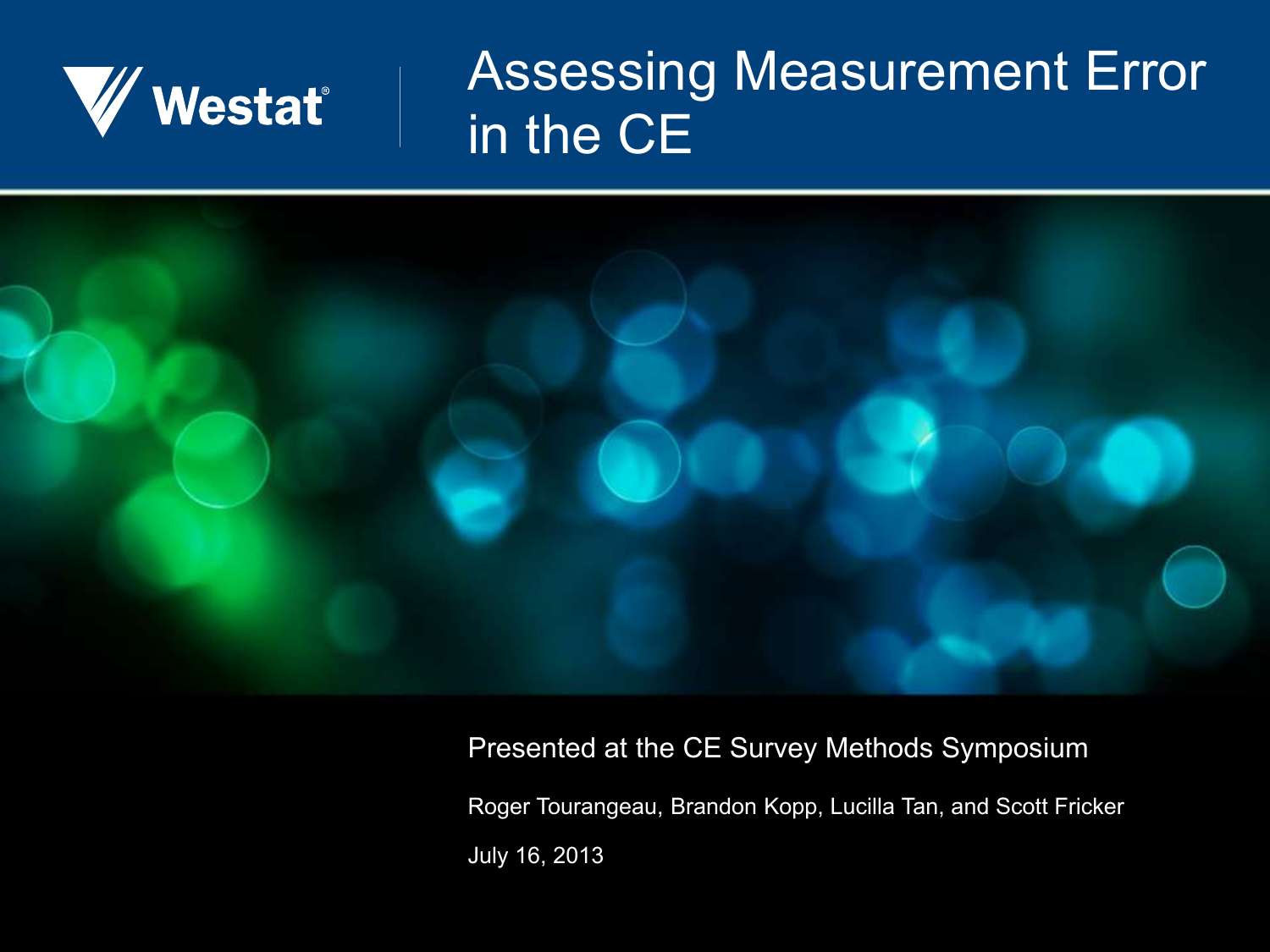Westat

# Assessing Measurement Error in the CE

Presented at the CE Survey Methods Symposium

Roger Tourangeau, Brandon Kopp, Lucilla Tan, and Scott Fricker

July 16, 2013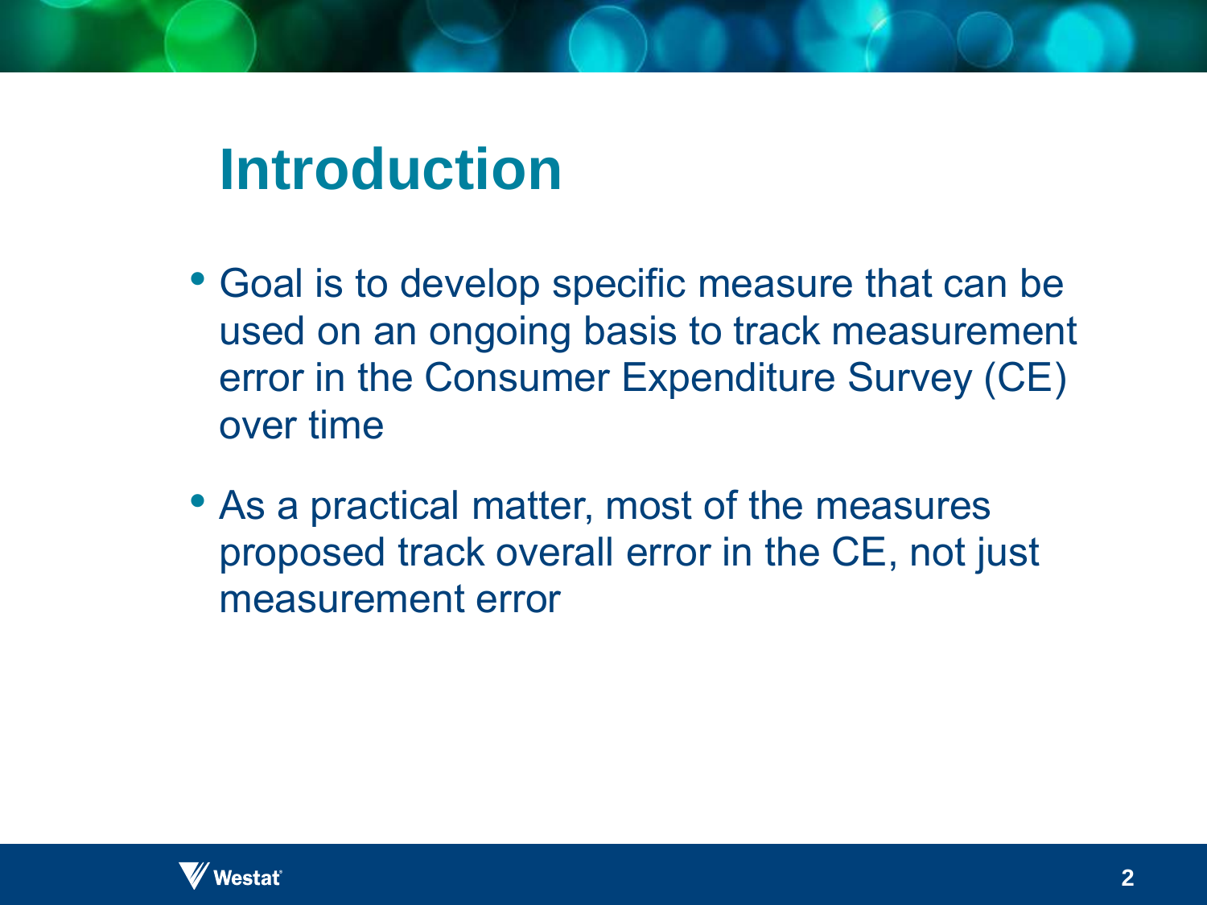# Introduction

- Goal is to develop specific measure that can be used on an ongoing basis to track measurement error in the Consumer Expenditure Survey (CE) over time
- As a practical matter, most of the measures proposed track overall error in the CE, not just measurement error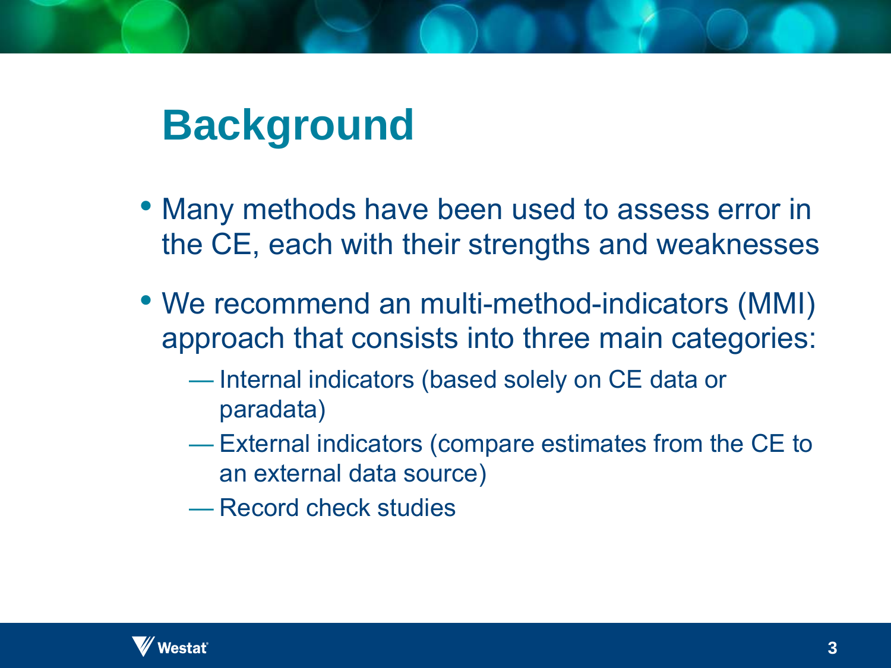# Background

- Many methods have been used to assess error in the CE, each with their strengths and weaknesses
- We recommend an multi-method-indicators (MMI) approach that consists into three main categories:
  - Internal indicators (based solely on CE data or paradata)
  - External indicators (compare estimates from the CE to an external data source)
  - Record check studies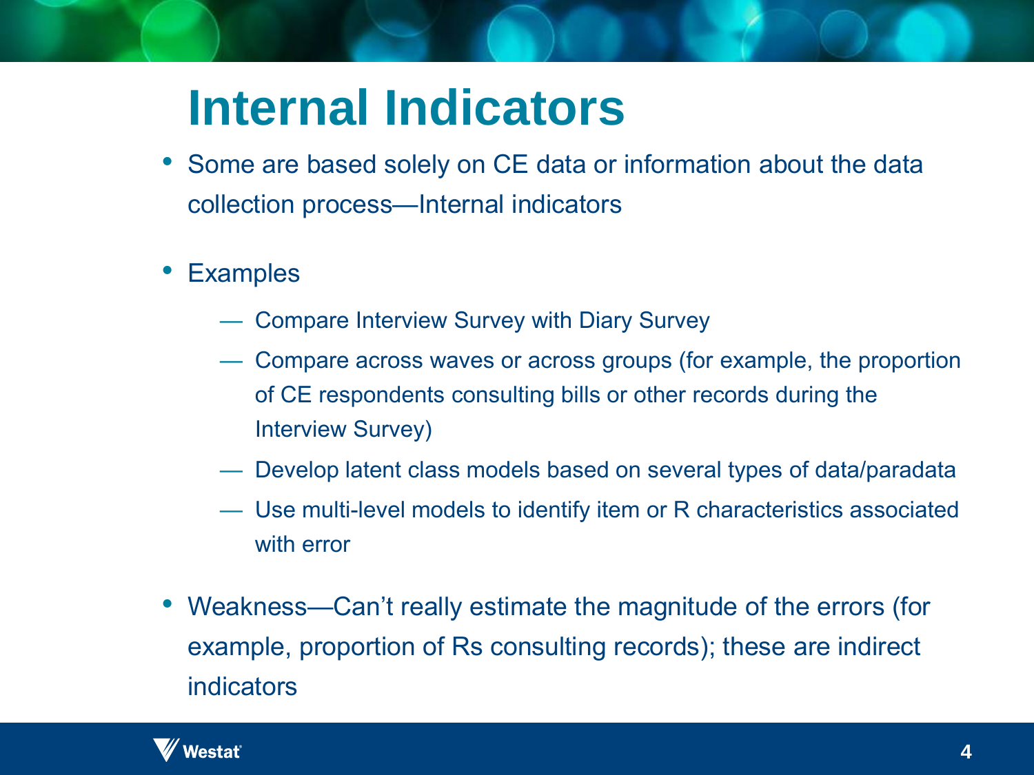# Internal Indicators

- Some are based solely on CE data or information about the data collection process—Internal indicators
- Examples
  - Compare Interview Survey with Diary Survey
  - Compare across waves or across groups (for example, the proportion of CE respondents consulting bills or other records during the Interview Survey)
  - Develop latent class models based on several types of data/paradata
  - Use multi-level models to identify item or R characteristics associated with error
- Weakness—Can't really estimate the magnitude of the errors (for example, proportion of Rs consulting records); these are indirect indicators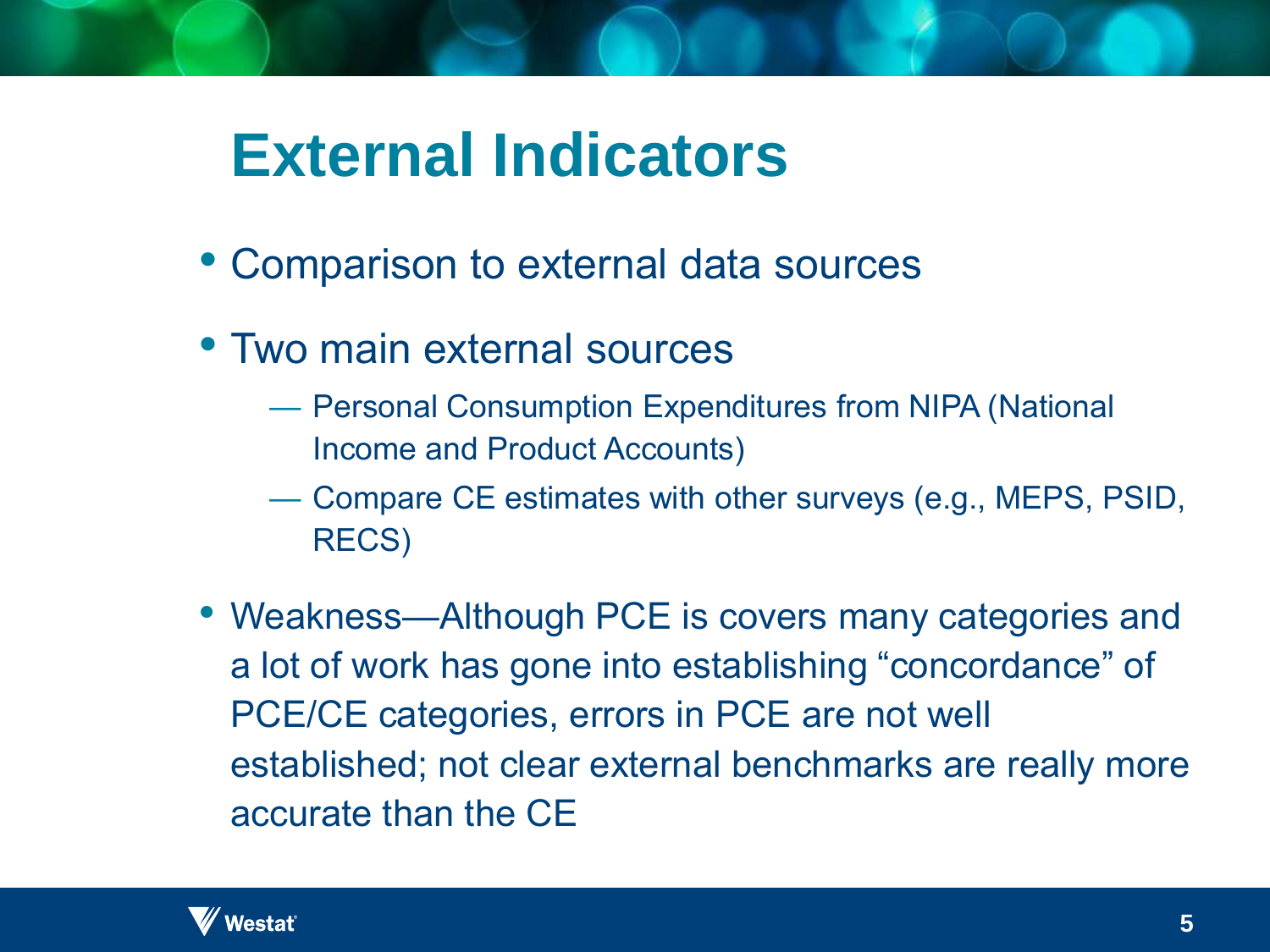# External Indicators

- Comparison to external data sources
- Two main external sources
  - Personal Consumption Expenditures from NIPA (National Income and Product Accounts)
  - Compare CE estimates with other surveys (e.g., MEPS, PSID, RECS)
- Weakness—Although PCE is covers many categories and a lot of work has gone into establishing "concordance" of PCE/CE categories, errors in PCE are not well established; not clear external benchmarks are really more accurate than the CE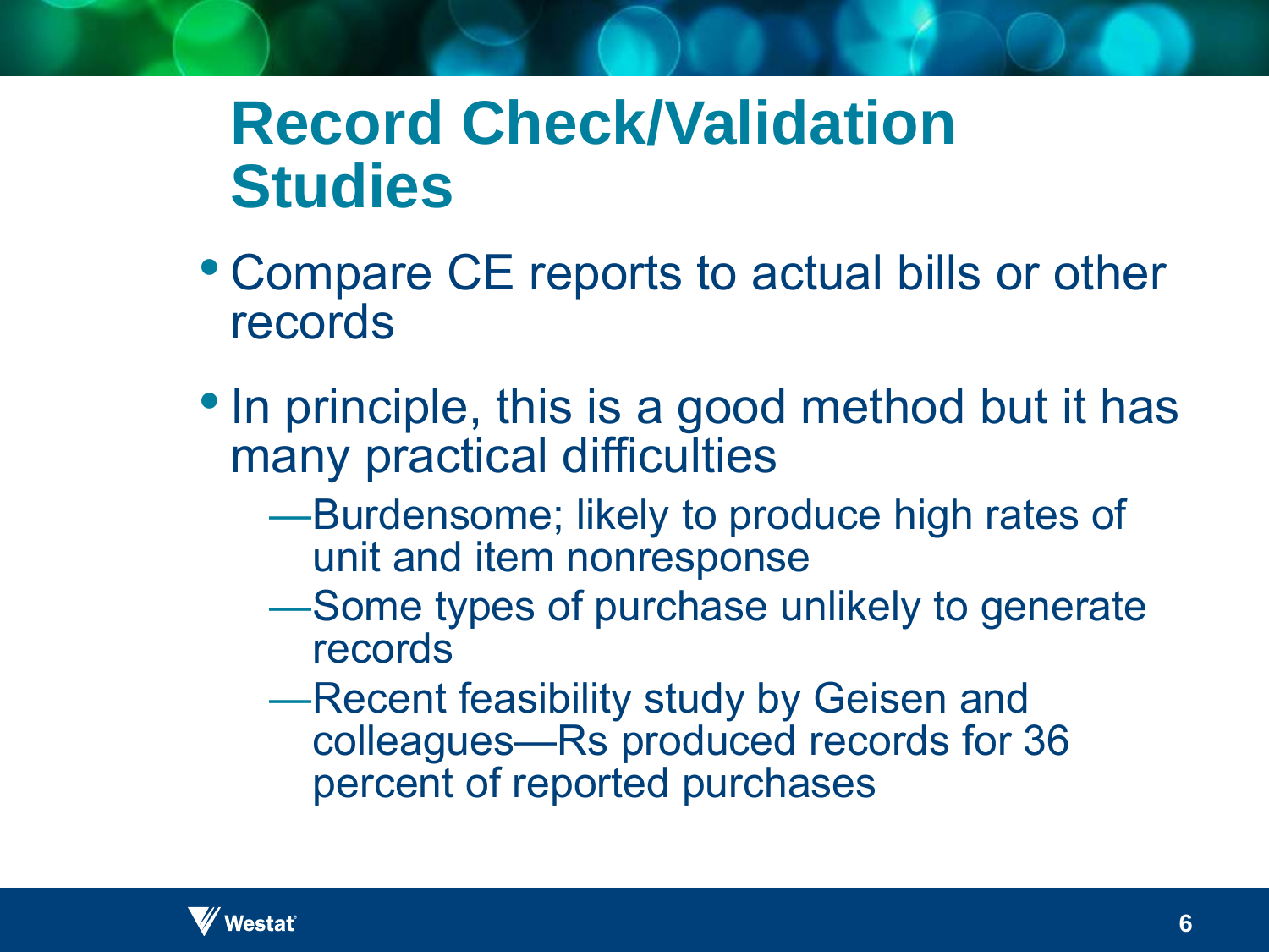# Record Check/Validation Studies

- Compare CE reports to actual bills or other records
- In principle, this is a good method but it has many practical difficulties
  - —Burdensome; likely to produce high rates of unit and item nonresponse
  - —Some types of purchase unlikely to generate records
  - —Recent feasibility study by Geisen and colleagues—Rs produced records for 36 percent of reported purchases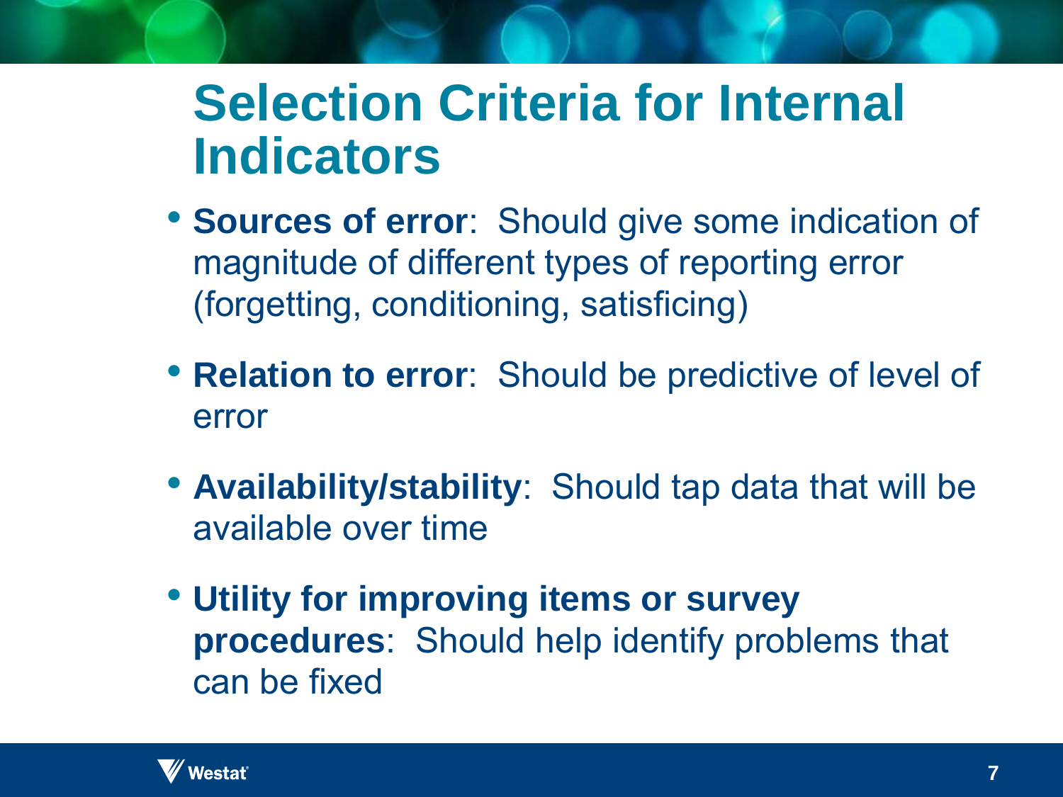# Selection Criteria for Internal Indicators

- **Sources of error**: Should give some indication of magnitude of different types of reporting error (forgetting, conditioning, satisficing)
- **Relation to error**: Should be predictive of level of error
- **Availability/stability**: Should tap data that will be available over time
- **Utility for improving items or survey procedures**: Should help identify problems that can be fixed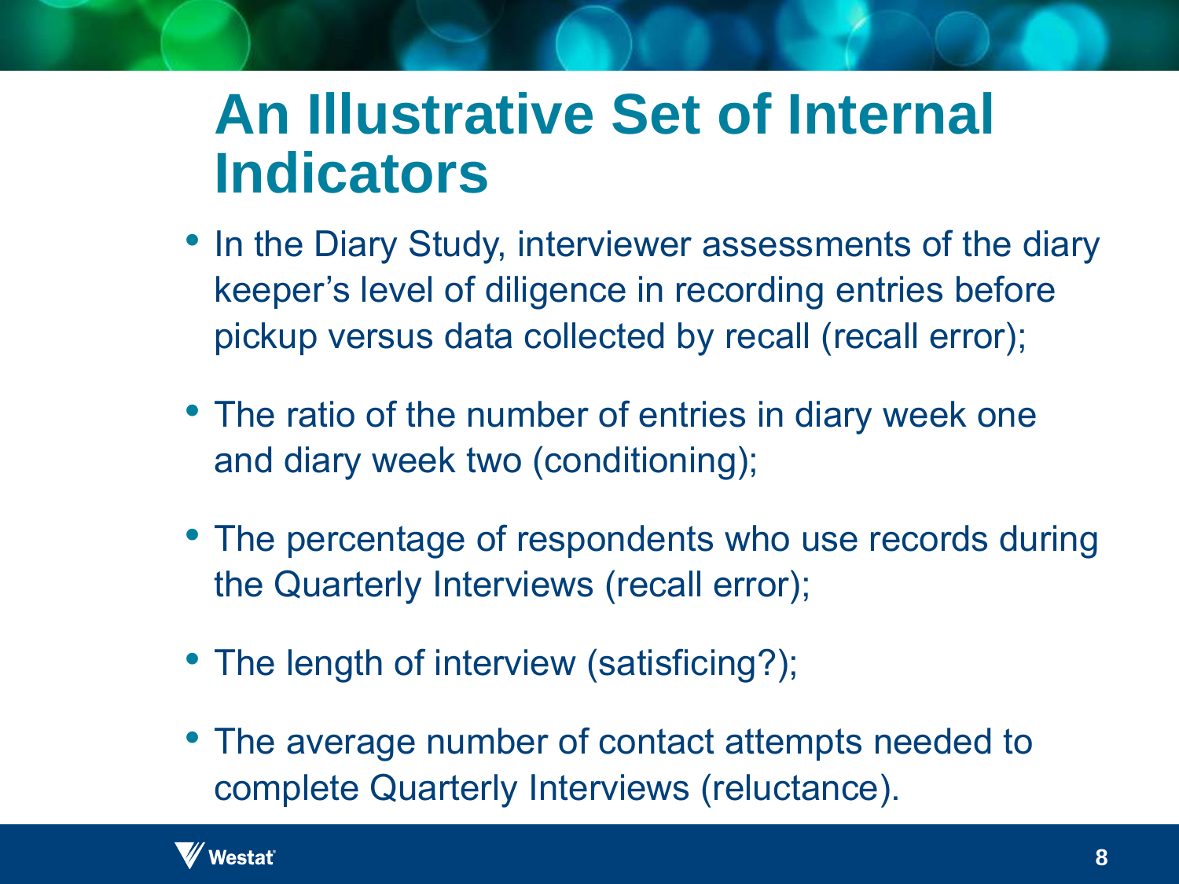# An Illustrative Set of Internal Indicators

- In the Diary Study, interviewer assessments of the diary keeper's level of diligence in recording entries before pickup versus data collected by recall (recall error);
- The ratio of the number of entries in diary week one and diary week two (conditioning);
- The percentage of respondents who use records during the Quarterly Interviews (recall error);
- The length of interview (satisficing?);
- The average number of contact attempts needed to complete Quarterly Interviews (reluctance).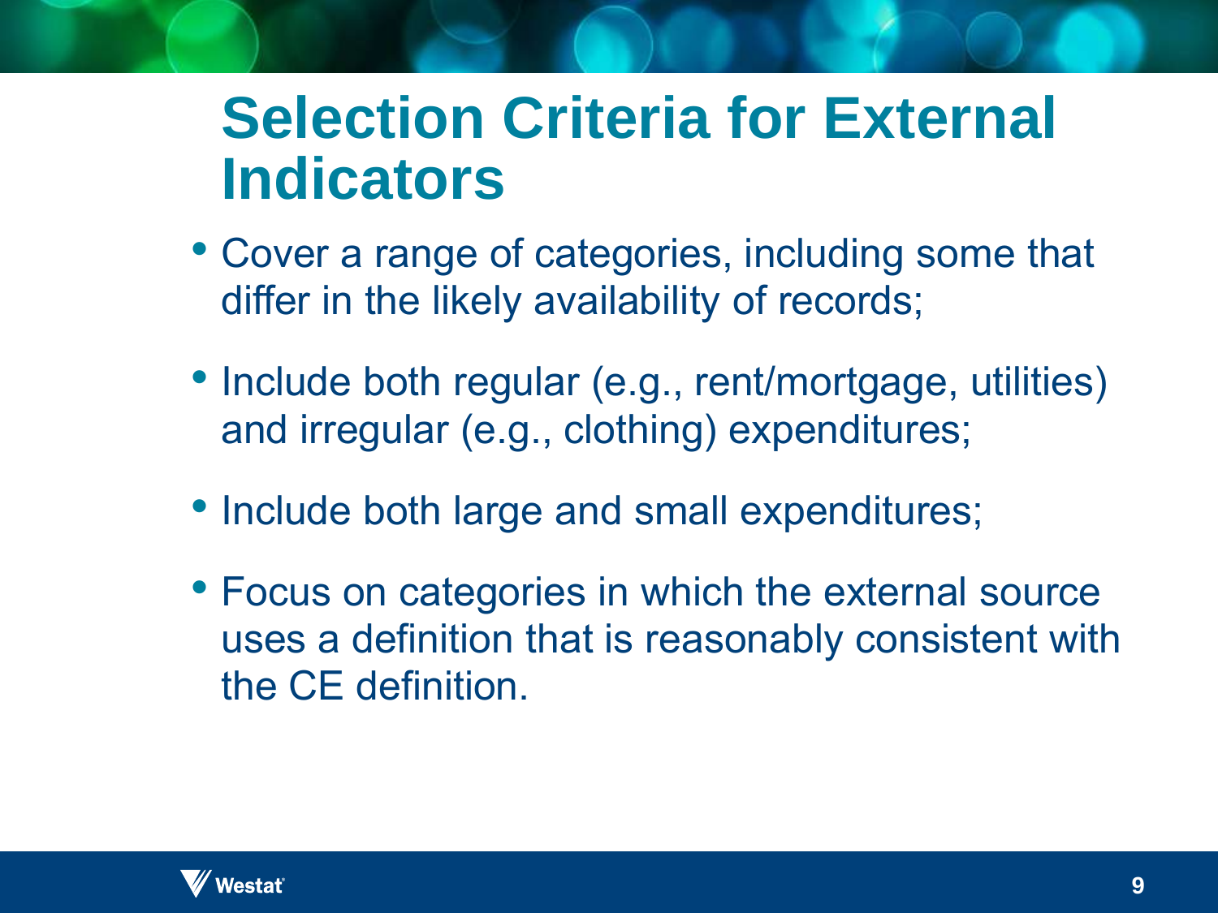# Selection Criteria for External Indicators

- Cover a range of categories, including some that differ in the likely availability of records;
- Include both regular (e.g., rent/mortgage, utilities) and irregular (e.g., clothing) expenditures;
- Include both large and small expenditures;
- Focus on categories in which the external source uses a definition that is reasonably consistent with the CE definition.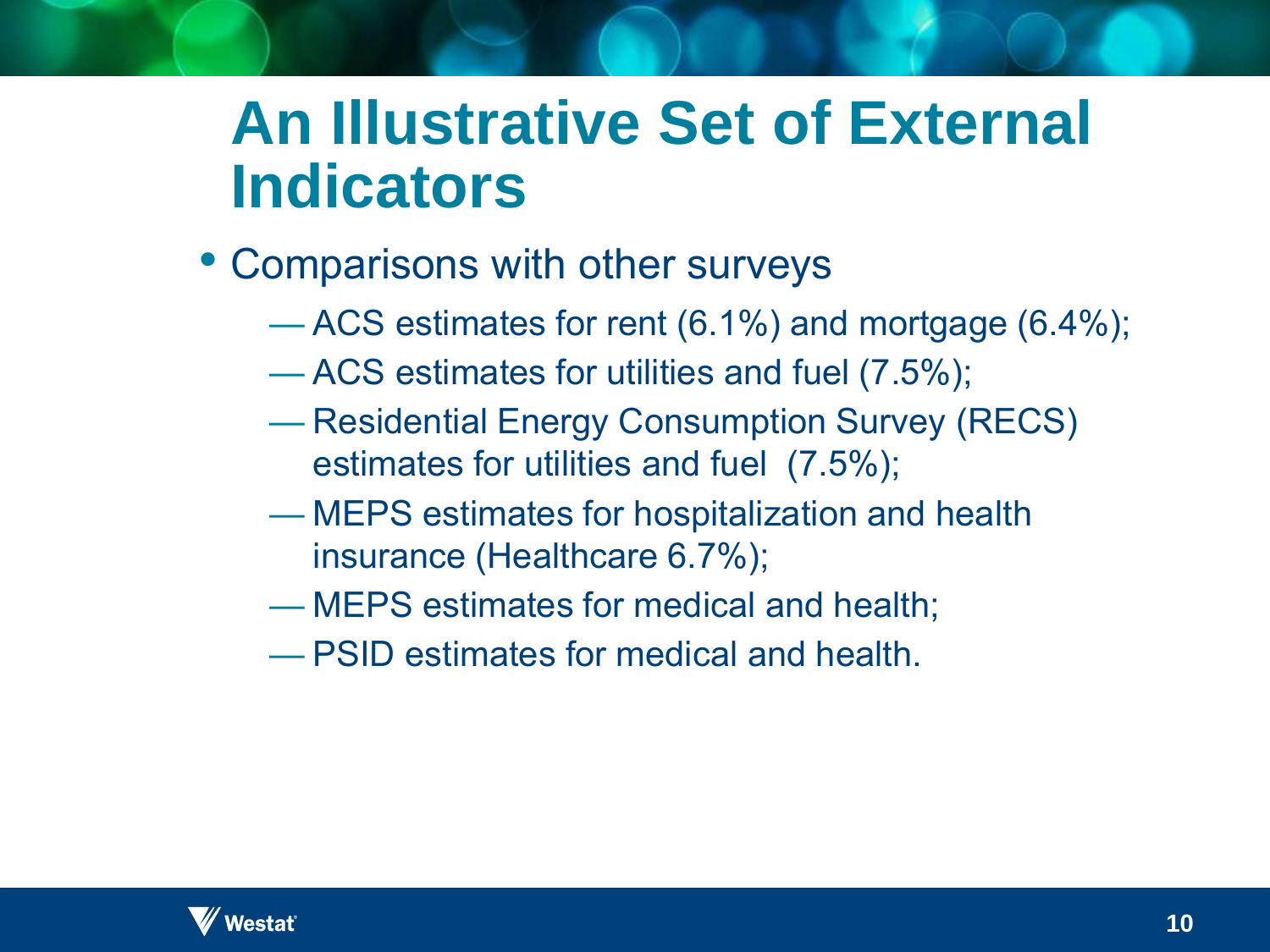# An Illustrative Set of External Indicators

- Comparisons with other surveys
  - ACS estimates for rent (6.1%) and mortgage (6.4%);
  - ACS estimates for utilities and fuel (7.5%);
  - Residential Energy Consumption Survey (RECS) estimates for utilities and fuel (7.5%);
  - MEPS estimates for hospitalization and health insurance (Healthcare 6.7%);
  - MEPS estimates for medical and health;
  - PSID estimates for medical and health.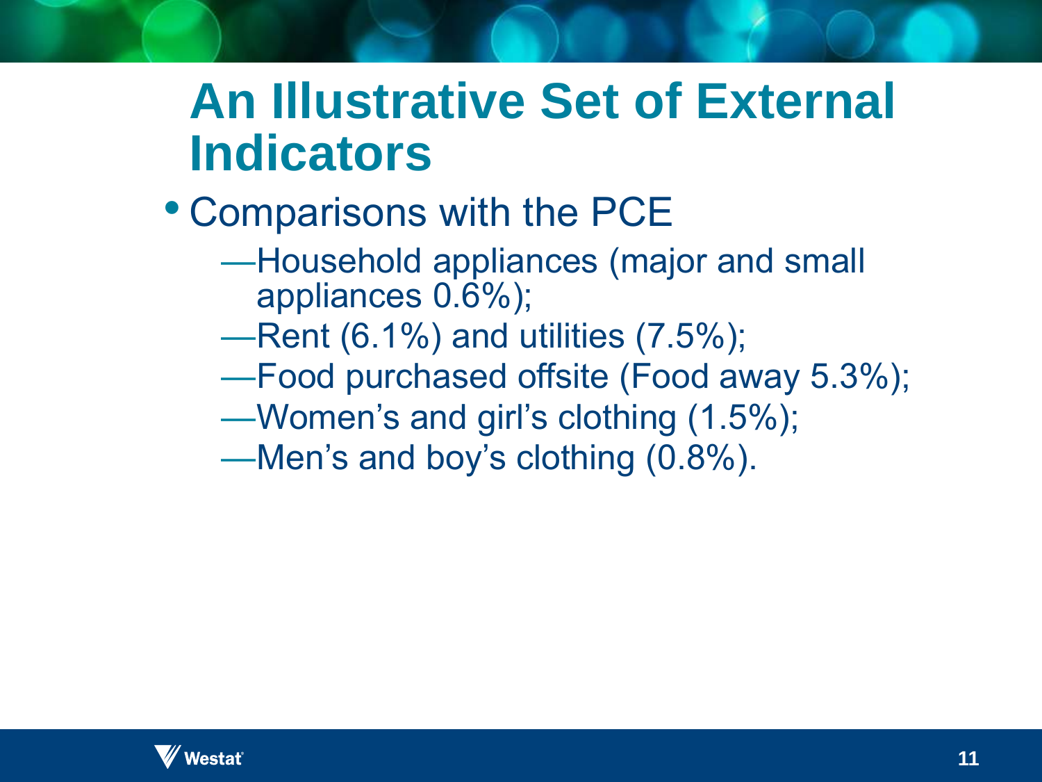# An Illustrative Set of External Indicators

- Comparisons with the PCE
  - —Household appliances (major and small appliances 0.6%);
  - —Rent (6.1%) and utilities (7.5%);
  - —Food purchased offsite (Food away 5.3%);
  - —Women's and girl's clothing (1.5%);
  - —Men's and boy's clothing (0.8%).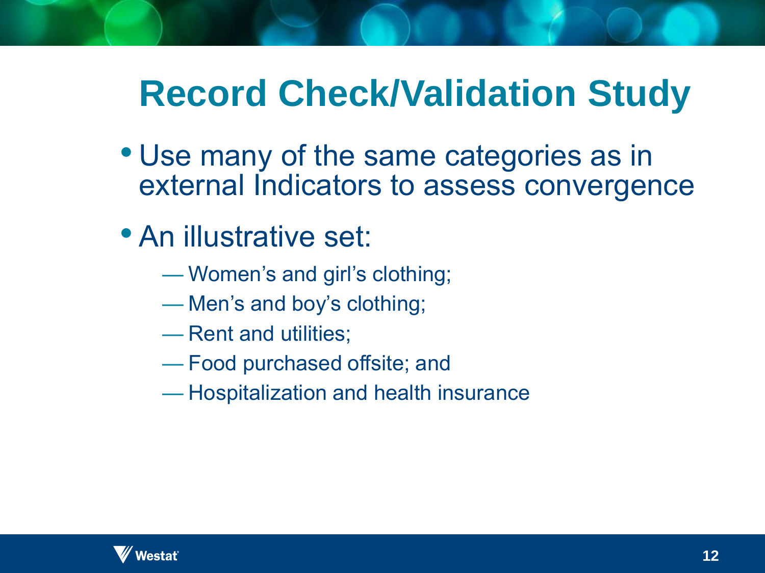# Record Check/Validation Study

- Use many of the same categories as in external Indicators to assess convergence
- An illustrative set:
  - Women's and girl's clothing;
  - Men's and boy's clothing;
  - Rent and utilities;
  - Food purchased offsite; and
  - Hospitalization and health insurance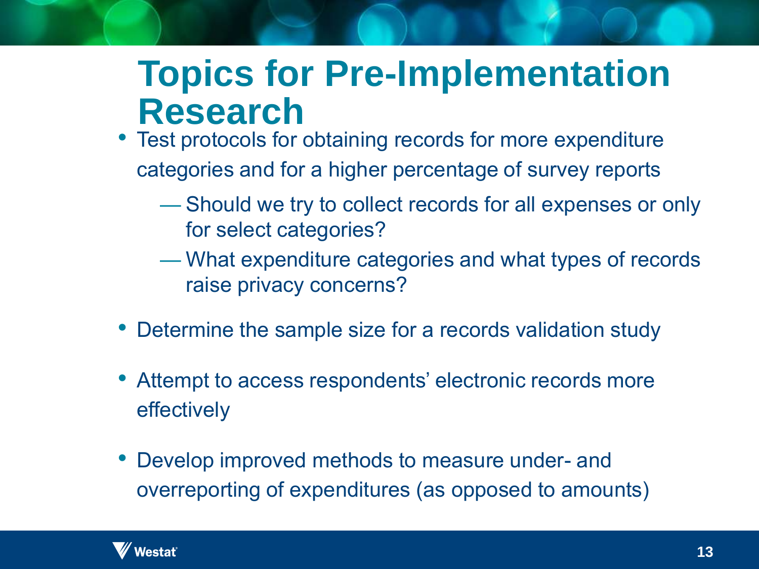# Topics for Pre-Implementation Research

- Test protocols for obtaining records for more expenditure categories and for a higher percentage of survey reports
  - Should we try to collect records for all expenses or only for select categories?
  - What expenditure categories and what types of records raise privacy concerns?
- Determine the sample size for a records validation study
- Attempt to access respondents' electronic records more effectively
- Develop improved methods to measure under- and overreporting of expenditures (as opposed to amounts)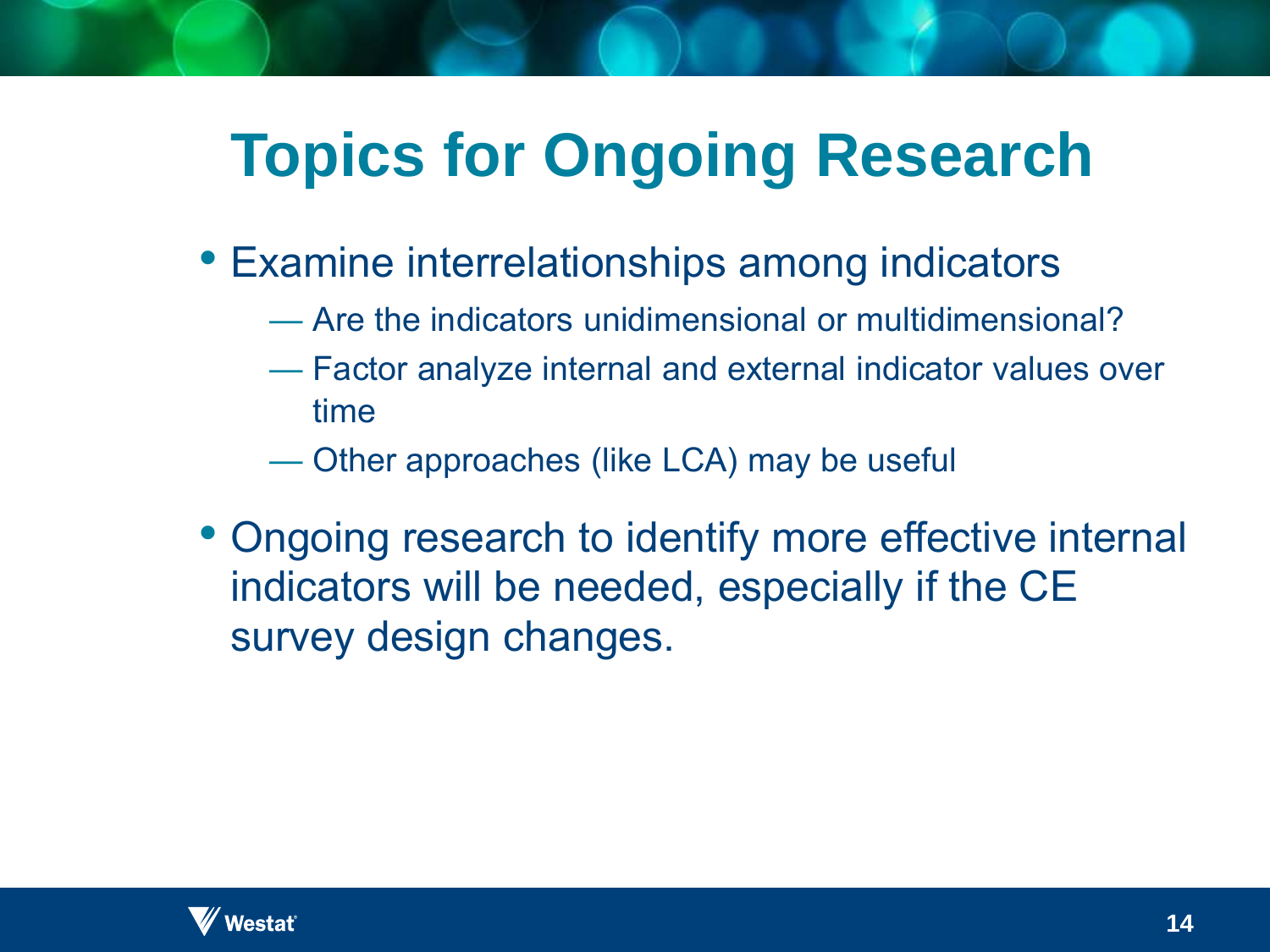# Topics for Ongoing Research

- Examine interrelationships among indicators
  - Are the indicators unidimensional or multidimensional?
  - Factor analyze internal and external indicator values over time
  - Other approaches (like LCA) may be useful
- Ongoing research to identify more effective internal indicators will be needed, especially if the CE survey design changes.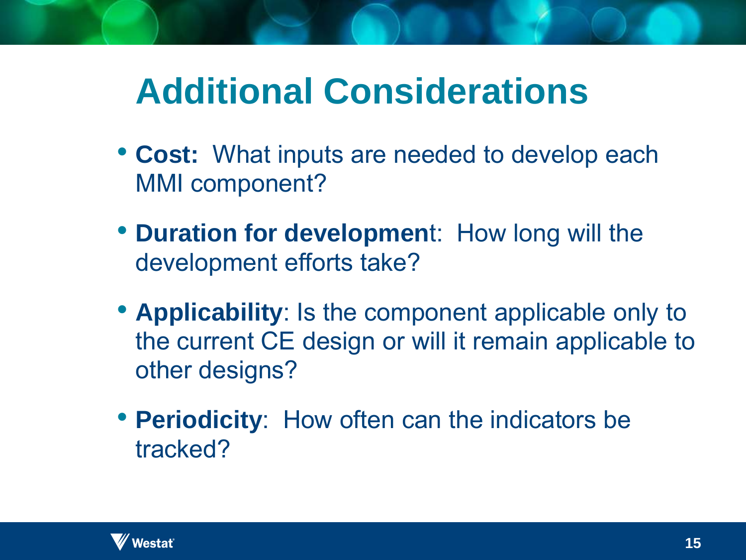# Additional Considerations

- **Cost:** What inputs are needed to develop each MMI component?
- **Duration for developmen**t: How long will the development efforts take?
- **Applicability**: Is the component applicable only to the current CE design or will it remain applicable to other designs?
- **Periodicity**: How often can the indicators be tracked?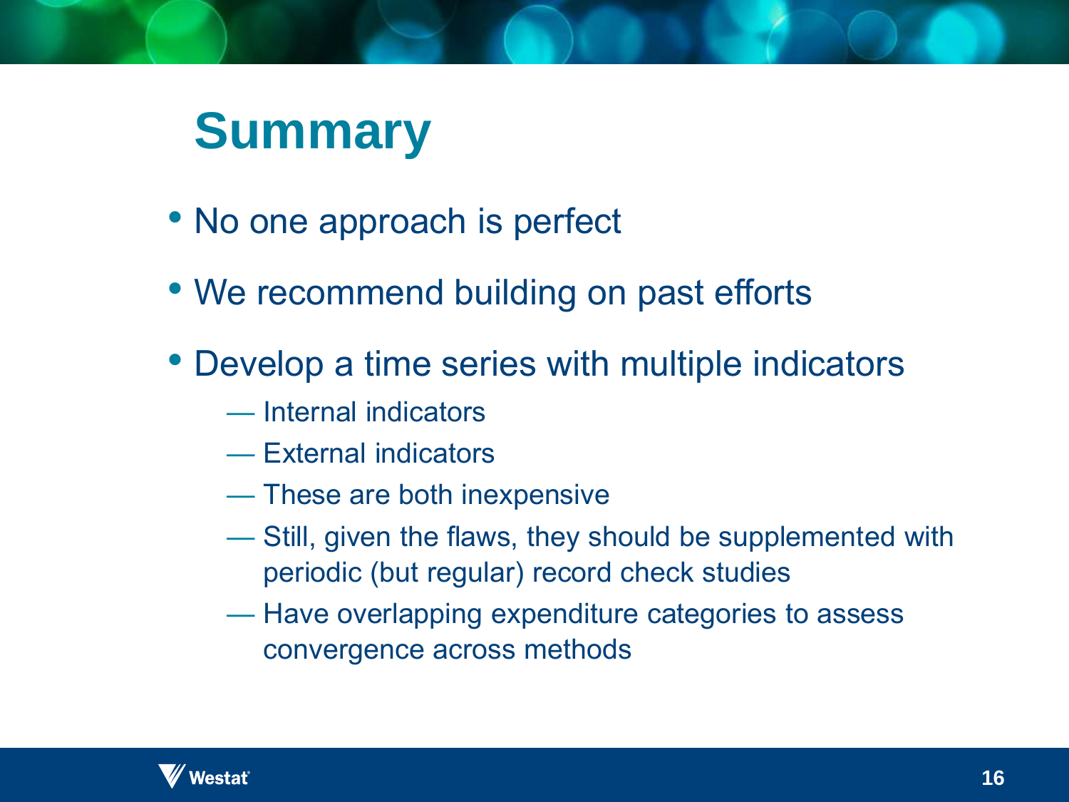# Summary

- No one approach is perfect
- We recommend building on past efforts
- Develop a time series with multiple indicators
  - Internal indicators
  - External indicators
  - These are both inexpensive
  - Still, given the flaws, they should be supplemented with periodic (but regular) record check studies
  - Have overlapping expenditure categories to assess convergence across methods